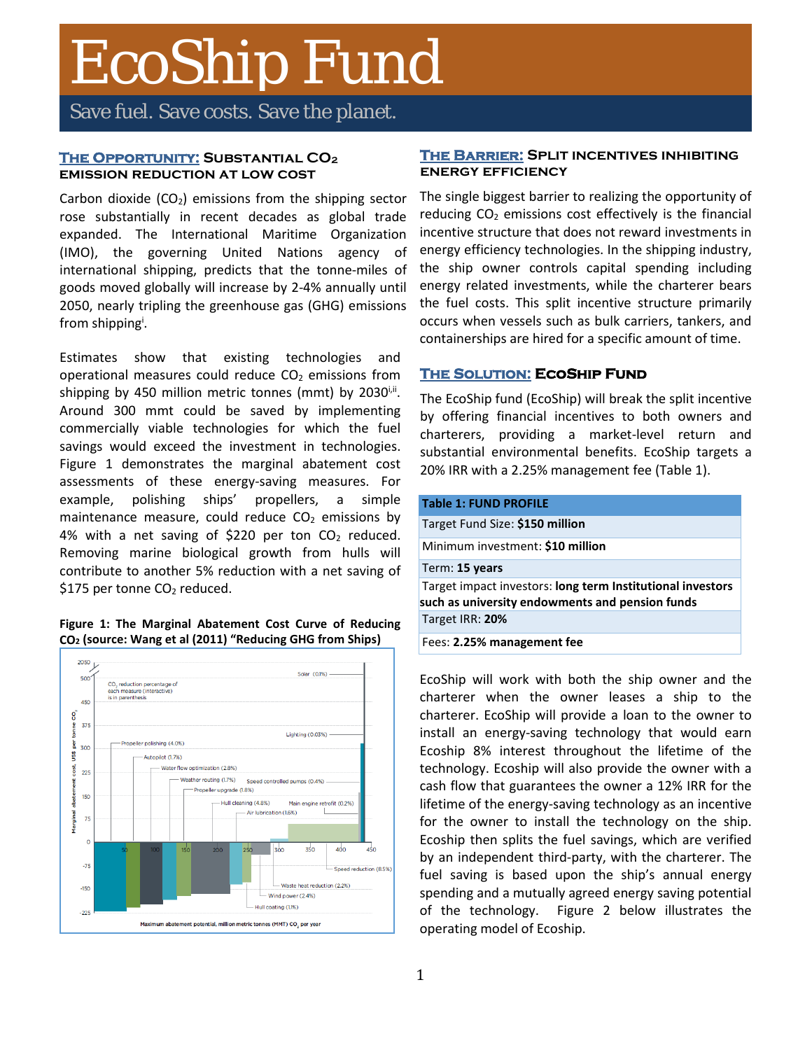# EcoShip Fund

Save fuel. Save costs. Save the planet.

## The Opportunity: Substantial $CO_2$ emission reduction at low cost

Carbon dioxide ($CO_2$) emissions from the shipping sector rose substantially in recent decades as global trade expanded. The International Maritime Organization (IMO), the governing United Nations agency of international shipping, predicts that the tonne-miles of goods moved globally will increase by 2-4% annually until 2050, nearly tripling the greenhouse gas (GHG) emissions from shipping[i].

Estimates show that existing technologies and operational measures could reduce $CO_2$ emissions from shipping by 450 million metric tonnes (mmt) by 2030[i,ii]. Around 300 mmt could be saved by implementing commercially viable technologies for which the fuel savings would exceed the investment in technologies. Figure 1 demonstrates the marginal abatement cost assessments of these energy-saving measures. For example, polishing ships' propellers, a simple maintenance measure, could reduce $CO_2$ emissions by 4% with a net saving of $220 per ton $CO_2$ reduced. Removing marine biological growth from hulls will contribute to another 5% reduction with a net saving of $175 per tonne $CO_2$ reduced.

**Figure 1: The Marginal Abatement Cost Curve of Reducing $CO_2$ (source: Wang et al (2011) "Reducing GHG from Ships)**

## The Barrier: Split incentives inhibiting energy efficiency

The single biggest barrier to realizing the opportunity of reducing $CO_2$ emissions cost effectively is the financial incentive structure that does not reward investments in energy efficiency technologies. In the shipping industry, the ship owner controls capital spending including energy related investments, while the charterer bears the fuel costs. This split incentive structure primarily occurs when vessels such as bulk carriers, tankers, and containerships are hired for a specific amount of time.

## The Solution: EcoShip Fund

The EcoShip fund (EcoShip) will break the split incentive by offering financial incentives to both owners and charterers, providing a market-level return and substantial environmental benefits. EcoShip targets a 20% IRR with a 2.25% management fee (Table 1).

| Table 1: FUND PROFILE |
|---|
| Target Fund Size: **$150 million** |
| Minimum investment: **$10 million** |
| Term: **15 years** |
| Target impact investors: **long term Institutional investors such as university endowments and pension funds** |
| Target IRR: **20%** |
| Fees: **2.25% management fee** |

EcoShip will work with both the ship owner and the charterer when the owner leases a ship to the charterer. EcoShip will provide a loan to the owner to install an energy-saving technology that would earn Ecoship 8% interest throughout the lifetime of the technology. Ecoship will also provide the owner with a cash flow that guarantees the owner a 12% IRR for the lifetime of the energy-saving technology as an incentive for the owner to install the technology on the ship. Ecoship then splits the fuel savings, which are verified by an independent third-party, with the charterer. The fuel saving is based upon the ship's annual energy spending and a mutually agreed energy saving potential of the technology. Figure 2 below illustrates the operating model of Ecoship.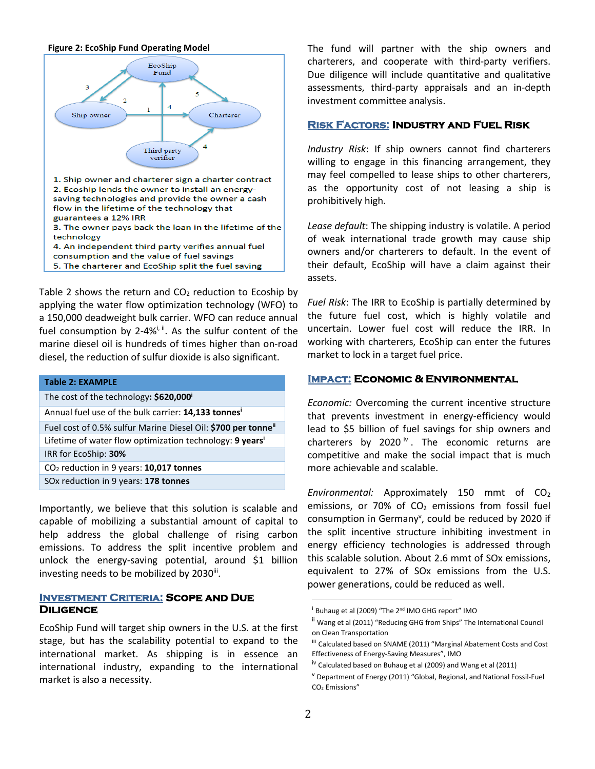**Figure 2: EcoShip Fund Operating Model**

EcoShip Fund

Ship owner

Charterer

Third party verifier

3

2

1

4

5

4

1. Ship owner and charterer sign a charter contract
2. Ecoship lends the owner to install an energy-saving technologies and provide the owner a cash flow in the lifetime of the technology that guarantees a 12% IRR
3. The owner pays back the loan in the lifetime of the technology
4. An independent third party verifies annual fuel consumption and the value of fuel savings
5. The charterer and EcoShip split the fuel saving

Table 2 shows the return and $CO_2$ reduction to Ecoship by applying the water flow optimization technology (WFO) to a 150,000 deadweight bulk carrier. WFO can reduce annual fuel consumption by 2-4%[i, ii]. As the sulfur content of the marine diesel oil is hundreds of times higher than on-road diesel, the reduction of sulfur dioxide is also significant.

| **Table 2: EXAMPLE** |
|---|
| The cost of the technology: **$620,000**[i] |
| Annual fuel use of the bulk carrier: **14,133 tonnes**[i] |
| Fuel cost of 0.5% sulfur Marine Diesel Oil: **$700 per tonne**[ii] |
| Lifetime of water flow optimization technology: **9 years**[i] |
| IRR for EcoShip: **30%** |
| $CO_2$ reduction in 9 years: **10,017 tonnes** |
| SOx reduction in 9 years: **178 tonnes** |

Importantly, we believe that this solution is scalable and capable of mobilizing a substantial amount of capital to help address the global challenge of rising carbon emissions. To address the split incentive problem and unlock the energy-saving potential, around $1 billion investing needs to be mobilized by 2030[iii].

## Investment Criteria: Scope and Due Diligence

EcoShip Fund will target ship owners in the U.S. at the first stage, but has the scalability potential to expand to the international market. As shipping is in essence an international industry, expanding to the international market is also a necessity.

The fund will partner with the ship owners and charterers, and cooperate with third-party verifiers. Due diligence will include quantitative and qualitative assessments, third-party appraisals and an in-depth investment committee analysis.

## Risk Factors: Industry and Fuel Risk

*Industry Risk*: If ship owners cannot find charterers willing to engage in this financing arrangement, they may feel compelled to lease ships to other charterers, as the opportunity cost of not leasing a ship is prohibitively high.

*Lease default*: The shipping industry is volatile. A period of weak international trade growth may cause ship owners and/or charterers to default. In the event of their default, EcoShip will have a claim against their assets.

*Fuel Risk*: The IRR to EcoShip is partially determined by the future fuel cost, which is highly volatile and uncertain. Lower fuel cost will reduce the IRR. In working with charterers, EcoShip can enter the futures market to lock in a target fuel price.

## Impact: Economic & Environmental

*Economic:* Overcoming the current incentive structure that prevents investment in energy-efficiency would lead to $5 billion of fuel savings for ship owners and charterers by 2020[iv]. The economic returns are competitive and make the social impact that is much more achievable and scalable.

*Environmental:* Approximately 150 mmt of $CO_2$ emissions, or 70% of $CO_2$ emissions from fossil fuel consumption in Germany[v], could be reduced by 2020 if the split incentive structure inhibiting investment in energy efficiency technologies is addressed through this scalable solution. About 2.6 mmt of SOx emissions, equivalent to 27% of SOx emissions from the U.S. power generations, could be reduced as well.

---

[i] Buhaug et al (2009) "The 2nd IMO GHG report" IMO

[ii] Wang et al (2011) "Reducing GHG from Ships" The International Council on Clean Transportation

[iii] Calculated based on SNAME (2011) "Marginal Abatement Costs and Cost Effectiveness of Energy-Saving Measures", IMO

[iv] Calculated based on Buhaug et al (2009) and Wang et al (2011)

[v] Department of Energy (2011) "Global, Regional, and National Fossil-Fuel $CO_2$ Emissions"